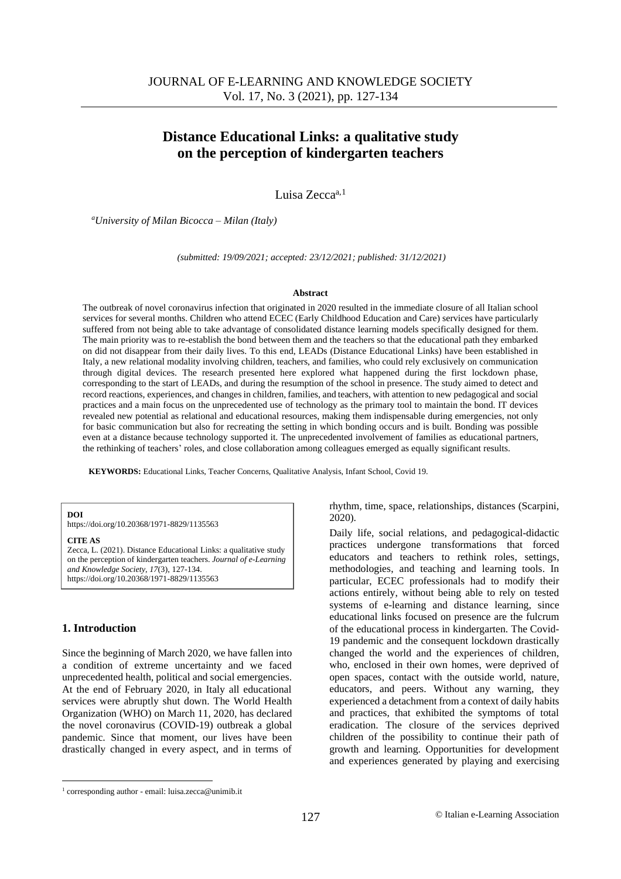# Distance Educational Links: a qualitative study on the perception of kindergarten teachers

Luisa Zecca[a,1]

[a]*University of Milan Bicocca – Milan (Italy)*

*(submitted: 19/09/2021; accepted: 23/12/2021; published: 31/12/2021)*

## Abstract

The outbreak of novel coronavirus infection that originated in 2020 resulted in the immediate closure of all Italian school services for several months. Children who attend ECEC (Early Childhood Education and Care) services have particularly suffered from not being able to take advantage of consolidated distance learning models specifically designed for them. The main priority was to re-establish the bond between them and the teachers so that the educational path they embarked on did not disappear from their daily lives. To this end, LEADs (Distance Educational Links) have been established in Italy, a new relational modality involving children, teachers, and families, who could rely exclusively on communication through digital devices. The research presented here explored what happened during the first lockdown phase, corresponding to the start of LEADs, and during the resumption of the school in presence. The study aimed to detect and record reactions, experiences, and changes in children, families, and teachers, with attention to new pedagogical and social practices and a main focus on the unprecedented use of technology as the primary tool to maintain the bond. IT devices revealed new potential as relational and educational resources, making them indispensable during emergencies, not only for basic communication but also for recreating the setting in which bonding occurs and is built. Bonding was possible even at a distance because technology supported it. The unprecedented involvement of families as educational partners, the rethinking of teachers' roles, and close collaboration among colleagues emerged as equally significant results.

**KEYWORDS:** Educational Links, Teacher Concerns, Qualitative Analysis, Infant School, Covid 19.

**DOI**
https://doi.org/10.20368/1971-8829/1135563

**CITE AS**
Zecca, L. (2021). Distance Educational Links: a qualitative study on the perception of kindergarten teachers. *Journal of e-Learning and Knowledge Society*, *17*(3), 127-134. https://doi.org/10.20368/1971-8829/1135563

## 1. Introduction

Since the beginning of March 2020, we have fallen into a condition of extreme uncertainty and we faced unprecedented health, political and social emergencies. At the end of February 2020, in Italy all educational services were abruptly shut down. The World Health Organization (WHO) on March 11, 2020, has declared the novel coronavirus (COVID-19) outbreak a global pandemic. Since that moment, our lives have been drastically changed in every aspect, and in terms of rhythm, time, space, relationships, distances (Scarpini, 2020).

Daily life, social relations, and pedagogical-didactic practices undergone transformations that forced educators and teachers to rethink roles, settings, methodologies, and teaching and learning tools. In particular, ECEC professionals had to modify their actions entirely, without being able to rely on tested systems of e-learning and distance learning, since educational links focused on presence are the fulcrum of the educational process in kindergarten. The Covid-19 pandemic and the consequent lockdown drastically changed the world and the experiences of children, who, enclosed in their own homes, were deprived of open spaces, contact with the outside world, nature, educators, and peers. Without any warning, they experienced a detachment from a context of daily habits and practices, that exhibited the symptoms of total eradication. The closure of the services deprived children of the possibility to continue their path of growth and learning. Opportunities for development and experiences generated by playing and exercising

[1] corresponding author - email: luisa.zecca@unimib.it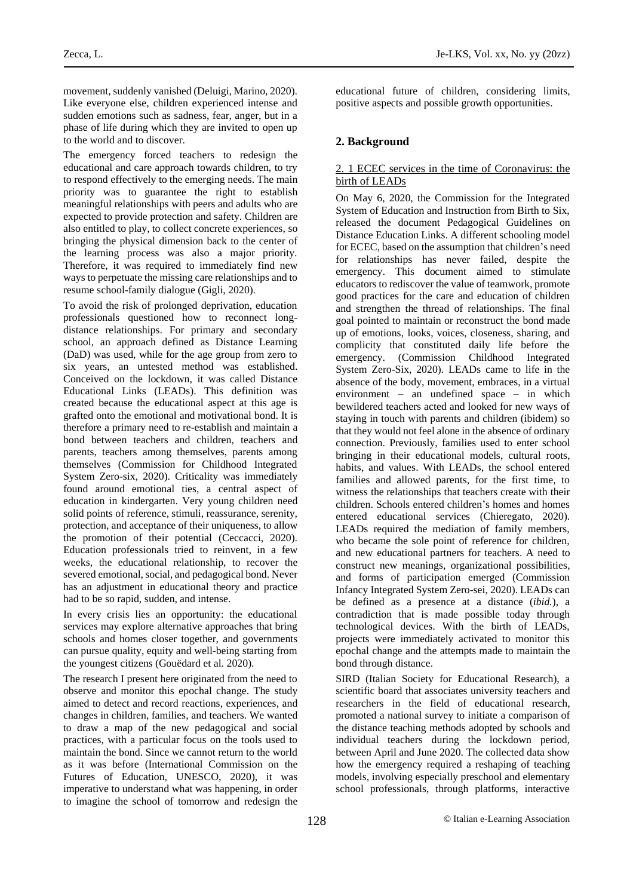movement, suddenly vanished (Deluigi, Marino, 2020). Like everyone else, children experienced intense and sudden emotions such as sadness, fear, anger, but in a phase of life during which they are invited to open up to the world and to discover.

The emergency forced teachers to redesign the educational and care approach towards children, to try to respond effectively to the emerging needs. The main priority was to guarantee the right to establish meaningful relationships with peers and adults who are expected to provide protection and safety. Children are also entitled to play, to collect concrete experiences, so bringing the physical dimension back to the center of the learning process was also a major priority. Therefore, it was required to immediately find new ways to perpetuate the missing care relationships and to resume school-family dialogue (Gigli, 2020).

To avoid the risk of prolonged deprivation, education professionals questioned how to reconnect long-distance relationships. For primary and secondary school, an approach defined as Distance Learning (DaD) was used, while for the age group from zero to six years, an untested method was established. Conceived on the lockdown, it was called Distance Educational Links (LEADs). This definition was created because the educational aspect at this age is grafted onto the emotional and motivational bond. It is therefore a primary need to re-establish and maintain a bond between teachers and children, teachers and parents, teachers among themselves, parents among themselves (Commission for Childhood Integrated System Zero-six, 2020). Criticality was immediately found around emotional ties, a central aspect of education in kindergarten. Very young children need solid points of reference, stimuli, reassurance, serenity, protection, and acceptance of their uniqueness, to allow the promotion of their potential (Ceccacci, 2020). Education professionals tried to reinvent, in a few weeks, the educational relationship, to recover the severed emotional, social, and pedagogical bond. Never has an adjustment in educational theory and practice had to be so rapid, sudden, and intense.

In every crisis lies an opportunity: the educational services may explore alternative approaches that bring schools and homes closer together, and governments can pursue quality, equity and well-being starting from the youngest citizens (Gouëdard et al. 2020).

The research I present here originated from the need to observe and monitor this epochal change. The study aimed to detect and record reactions, experiences, and changes in children, families, and teachers. We wanted to draw a map of the new pedagogical and social practices, with a particular focus on the tools used to maintain the bond. Since we cannot return to the world as it was before (International Commission on the Futures of Education, UNESCO, 2020), it was imperative to understand what was happening, in order to imagine the school of tomorrow and redesign the educational future of children, considering limits, positive aspects and possible growth opportunities.

## 2. Background

### 2. 1 ECEC services in the time of Coronavirus: the birth of LEADs

On May 6, 2020, the Commission for the Integrated System of Education and Instruction from Birth to Six, released the document Pedagogical Guidelines on Distance Education Links. A different schooling model for ECEC, based on the assumption that children's need for relationships has never failed, despite the emergency. This document aimed to stimulate educators to rediscover the value of teamwork, promote good practices for the care and education of children and strengthen the thread of relationships. The final goal pointed to maintain or reconstruct the bond made up of emotions, looks, voices, closeness, sharing, and complicity that constituted daily life before the emergency. (Commission Childhood Integrated System Zero-Six, 2020). LEADs came to life in the absence of the body, movement, embraces, in a virtual environment – an undefined space – in which bewildered teachers acted and looked for new ways of staying in touch with parents and children (ibidem) so that they would not feel alone in the absence of ordinary connection. Previously, families used to enter school bringing in their educational models, cultural roots, habits, and values. With LEADs, the school entered families and allowed parents, for the first time, to witness the relationships that teachers create with their children. Schools entered children's homes and homes entered educational services (Chieregato, 2020). LEADs required the mediation of family members, who became the sole point of reference for children, and new educational partners for teachers. A need to construct new meanings, organizational possibilities, and forms of participation emerged (Commission Infancy Integrated System Zero-sei, 2020). LEADs can be defined as a presence at a distance (*ibid.*), a contradiction that is made possible today through technological devices. With the birth of LEADs, projects were immediately activated to monitor this epochal change and the attempts made to maintain the bond through distance.

SIRD (Italian Society for Educational Research), a scientific board that associates university teachers and researchers in the field of educational research, promoted a national survey to initiate a comparison of the distance teaching methods adopted by schools and individual teachers during the lockdown period, between April and June 2020. The collected data show how the emergency required a reshaping of teaching models, involving especially preschool and elementary school professionals, through platforms, interactive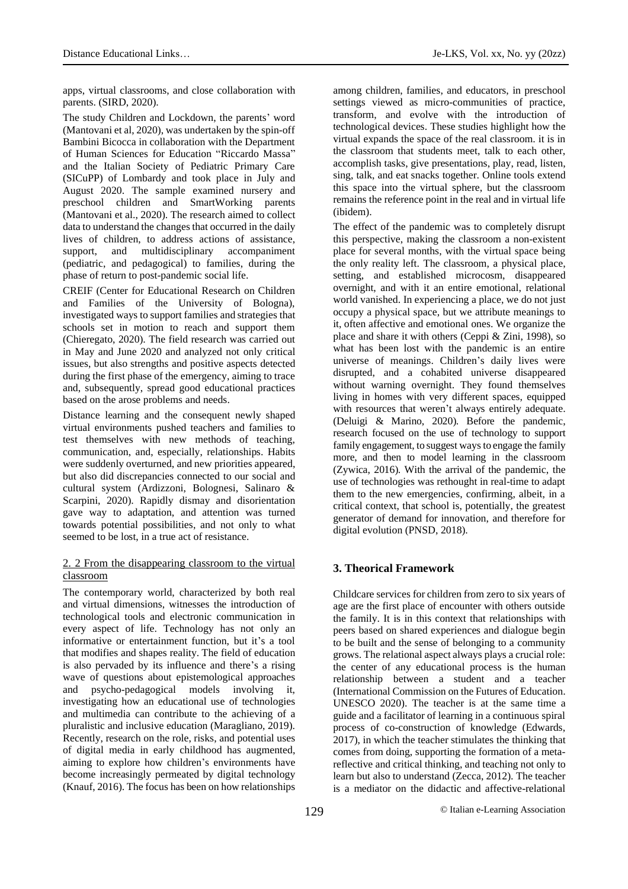apps, virtual classrooms, and close collaboration with parents. (SIRD, 2020).

The study Children and Lockdown, the parents' word (Mantovani et al, 2020), was undertaken by the spin-off Bambini Bicocca in collaboration with the Department of Human Sciences for Education "Riccardo Massa" and the Italian Society of Pediatric Primary Care (SICuPP) of Lombardy and took place in July and August 2020. The sample examined nursery and preschool children and SmartWorking parents (Mantovani et al., 2020). The research aimed to collect data to understand the changes that occurred in the daily lives of children, to address actions of assistance, support, and multidisciplinary accompaniment (pediatric, and pedagogical) to families, during the phase of return to post-pandemic social life.

CREIF (Center for Educational Research on Children and Families of the University of Bologna), investigated ways to support families and strategies that schools set in motion to reach and support them (Chieregato, 2020). The field research was carried out in May and June 2020 and analyzed not only critical issues, but also strengths and positive aspects detected during the first phase of the emergency, aiming to trace and, subsequently, spread good educational practices based on the arose problems and needs.

Distance learning and the consequent newly shaped virtual environments pushed teachers and families to test themselves with new methods of teaching, communication, and, especially, relationships. Habits were suddenly overturned, and new priorities appeared, but also did discrepancies connected to our social and cultural system (Ardizzoni, Bolognesi, Salinaro & Scarpini, 2020). Rapidly dismay and disorientation gave way to adaptation, and attention was turned towards potential possibilities, and not only to what seemed to be lost, in a true act of resistance.

### 2. 2 From the disappearing classroom to the virtual classroom

The contemporary world, characterized by both real and virtual dimensions, witnesses the introduction of technological tools and electronic communication in every aspect of life. Technology has not only an informative or entertainment function, but it's a tool that modifies and shapes reality. The field of education is also pervaded by its influence and there's a rising wave of questions about epistemological approaches and psycho-pedagogical models involving it, investigating how an educational use of technologies and multimedia can contribute to the achieving of a pluralistic and inclusive education (Maragliano, 2019). Recently, research on the role, risks, and potential uses of digital media in early childhood has augmented, aiming to explore how children's environments have become increasingly permeated by digital technology (Knauf, 2016). The focus has been on how relationships among children, families, and educators, in preschool settings viewed as micro-communities of practice, transform, and evolve with the introduction of technological devices. These studies highlight how the virtual expands the space of the real classroom. it is in the classroom that students meet, talk to each other, accomplish tasks, give presentations, play, read, listen, sing, talk, and eat snacks together. Online tools extend this space into the virtual sphere, but the classroom remains the reference point in the real and in virtual life (ibidem).

The effect of the pandemic was to completely disrupt this perspective, making the classroom a non-existent place for several months, with the virtual space being the only reality left. The classroom, a physical place, setting, and established microcosm, disappeared overnight, and with it an entire emotional, relational world vanished. In experiencing a place, we do not just occupy a physical space, but we attribute meanings to it, often affective and emotional ones. We organize the place and share it with others (Ceppi & Zini, 1998), so what has been lost with the pandemic is an entire universe of meanings. Children's daily lives were disrupted, and a cohabited universe disappeared without warning overnight. They found themselves living in homes with very different spaces, equipped with resources that weren't always entirely adequate. (Deluigi & Marino, 2020). Before the pandemic, research focused on the use of technology to support family engagement, to suggest ways to engage the family more, and then to model learning in the classroom (Zywica, 2016). With the arrival of the pandemic, the use of technologies was rethought in real-time to adapt them to the new emergencies, confirming, albeit, in a critical context, that school is, potentially, the greatest generator of demand for innovation, and therefore for digital evolution (PNSD, 2018).

## 3. Theorical Framework

Childcare services for children from zero to six years of age are the first place of encounter with others outside the family. It is in this context that relationships with peers based on shared experiences and dialogue begin to be built and the sense of belonging to a community grows. The relational aspect always plays a crucial role: the center of any educational process is the human relationship between a student and a teacher (International Commission on the Futures of Education. UNESCO 2020). The teacher is at the same time a guide and a facilitator of learning in a continuous spiral process of co-construction of knowledge (Edwards, 2017), in which the teacher stimulates the thinking that comes from doing, supporting the formation of a meta-reflective and critical thinking, and teaching not only to learn but also to understand (Zecca, 2012). The teacher is a mediator on the didactic and affective-relational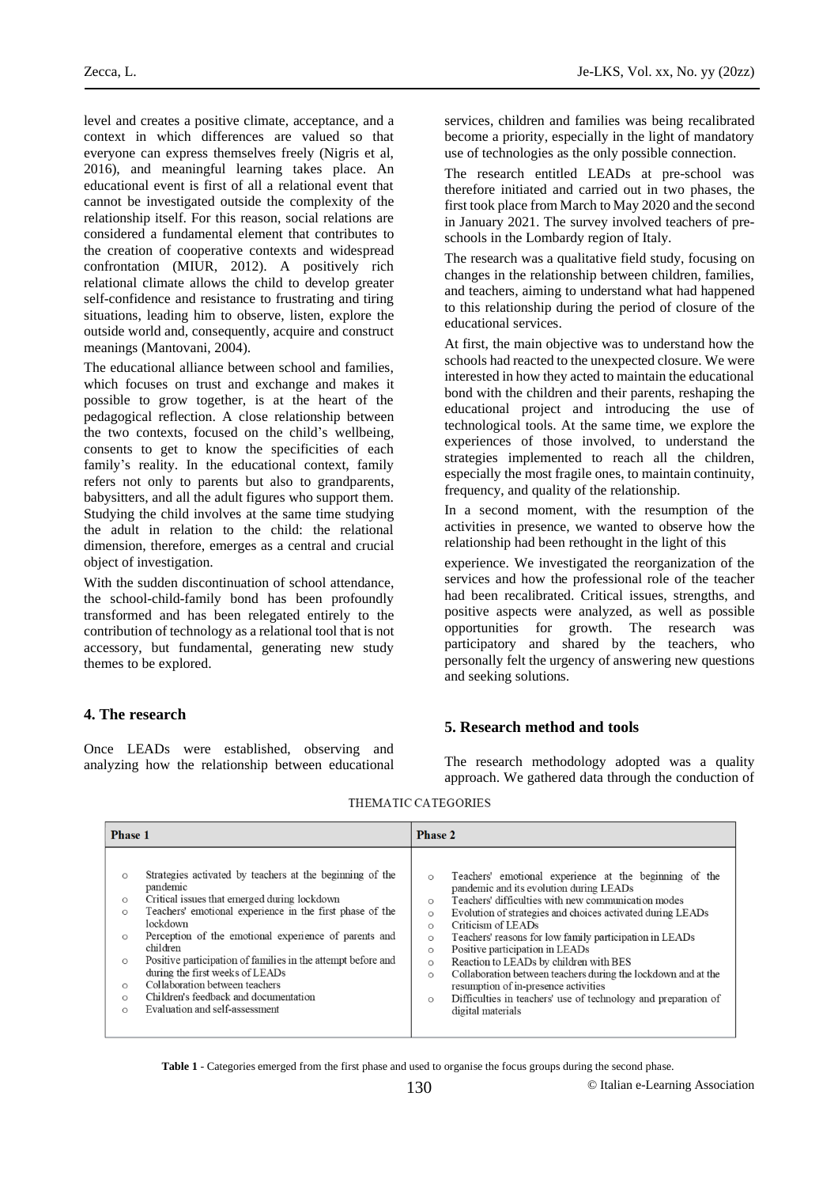level and creates a positive climate, acceptance, and a context in which differences are valued so that everyone can express themselves freely (Nigris et al, 2016), and meaningful learning takes place. An educational event is first of all a relational event that cannot be investigated outside the complexity of the relationship itself. For this reason, social relations are considered a fundamental element that contributes to the creation of cooperative contexts and widespread confrontation (MIUR, 2012). A positively rich relational climate allows the child to develop greater self-confidence and resistance to frustrating and tiring situations, leading him to observe, listen, explore the outside world and, consequently, acquire and construct meanings (Mantovani, 2004).

The educational alliance between school and families, which focuses on trust and exchange and makes it possible to grow together, is at the heart of the pedagogical reflection. A close relationship between the two contexts, focused on the child's wellbeing, consents to get to know the specificities of each family's reality. In the educational context, family refers not only to parents but also to grandparents, babysitters, and all the adult figures who support them. Studying the child involves at the same time studying the adult in relation to the child: the relational dimension, therefore, emerges as a central and crucial object of investigation.

With the sudden discontinuation of school attendance, the school-child-family bond has been profoundly transformed and has been relegated entirely to the contribution of technology as a relational tool that is not accessory, but fundamental, generating new study themes to be explored.

## 4. The research

Once LEADs were established, observing and analyzing how the relationship between educational services, children and families was being recalibrated become a priority, especially in the light of mandatory use of technologies as the only possible connection.

The research entitled LEADs at pre-school was therefore initiated and carried out in two phases, the first took place from March to May 2020 and the second in January 2021. The survey involved teachers of pre-schools in the Lombardy region of Italy.

The research was a qualitative field study, focusing on changes in the relationship between children, families, and teachers, aiming to understand what had happened to this relationship during the period of closure of the educational services.

At first, the main objective was to understand how the schools had reacted to the unexpected closure. We were interested in how they acted to maintain the educational bond with the children and their parents, reshaping the educational project and introducing the use of technological tools. At the same time, we explore the experiences of those involved, to understand the strategies implemented to reach all the children, especially the most fragile ones, to maintain continuity, frequency, and quality of the relationship.

In a second moment, with the resumption of the activities in presence, we wanted to observe how the relationship had been rethought in the light of this experience. We investigated the reorganization of the services and how the professional role of the teacher had been recalibrated. Critical issues, strengths, and positive aspects were analyzed, as well as possible opportunities for growth. The research was participatory and shared by the teachers, who personally felt the urgency of answering new questions and seeking solutions.

## 5. Research method and tools

The research methodology adopted was a quality approach. We gathered data through the conduction of

THEMATIC CATEGORIES

| Phase 1 | Phase 2 |
|---|---|
| ○ Strategies activated by teachers at the beginning of the pandemic<br>○ Critical issues that emerged during lockdown<br>○ Teachers' emotional experience in the first phase of the lockdown<br>○ Perception of the emotional experience of parents and children<br>○ Positive participation of families in the attempt before and during the first weeks of LEADs<br>○ Collaboration between teachers<br>○ Children's feedback and documentation<br>○ Evaluation and self-assessment | ○ Teachers' emotional experience at the beginning of the pandemic and its evolution during LEADs<br>○ Teachers' difficulties with new communication modes<br>○ Evolution of strategies and choices activated during LEADs<br>○ Criticism of LEADs<br>○ Teachers' reasons for low family participation in LEADs<br>○ Positive participation in LEADs<br>○ Reaction to LEADs by children with BES<br>○ Collaboration between teachers during the lockdown and at the resumption of in-presence activities<br>○ Difficulties in teachers' use of technology and preparation of digital materials |

**Table 1** - Categories emerged from the first phase and used to organise the focus groups during the second phase.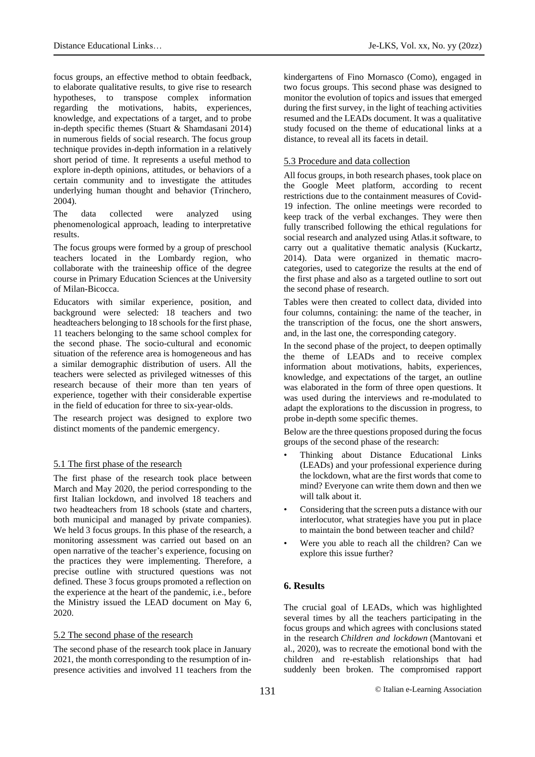focus groups, an effective method to obtain feedback, to elaborate qualitative results, to give rise to research hypotheses, to transpose complex information regarding the motivations, habits, experiences, knowledge, and expectations of a target, and to probe in-depth specific themes (Stuart & Shamdasani 2014) in numerous fields of social research. The focus group technique provides in-depth information in a relatively short period of time. It represents a useful method to explore in-depth opinions, attitudes, or behaviors of a certain community and to investigate the attitudes underlying human thought and behavior (Trinchero, 2004).

The data collected were analyzed using phenomenological approach, leading to interpretative results.

The focus groups were formed by a group of preschool teachers located in the Lombardy region, who collaborate with the traineeship office of the degree course in Primary Education Sciences at the University of Milan-Bicocca.

Educators with similar experience, position, and background were selected: 18 teachers and two headteachers belonging to 18 schools for the first phase, 11 teachers belonging to the same school complex for the second phase. The socio-cultural and economic situation of the reference area is homogeneous and has a similar demographic distribution of users. All the teachers were selected as privileged witnesses of this research because of their more than ten years of experience, together with their considerable expertise in the field of education for three to six-year-olds.

The research project was designed to explore two distinct moments of the pandemic emergency.

### 5.1 The first phase of the research

The first phase of the research took place between March and May 2020, the period corresponding to the first Italian lockdown, and involved 18 teachers and two headteachers from 18 schools (state and charters, both municipal and managed by private companies). We held 3 focus groups. In this phase of the research, a monitoring assessment was carried out based on an open narrative of the teacher's experience, focusing on the practices they were implementing. Therefore, a precise outline with structured questions was not defined. These 3 focus groups promoted a reflection on the experience at the heart of the pandemic, i.e., before the Ministry issued the LEAD document on May 6, 2020.

### 5.2 The second phase of the research

The second phase of the research took place in January 2021, the month corresponding to the resumption of in-presence activities and involved 11 teachers from the kindergartens of Fino Mornasco (Como), engaged in two focus groups. This second phase was designed to monitor the evolution of topics and issues that emerged during the first survey, in the light of teaching activities resumed and the LEADs document. It was a qualitative study focused on the theme of educational links at a distance, to reveal all its facets in detail.

### 5.3 Procedure and data collection

All focus groups, in both research phases, took place on the Google Meet platform, according to recent restrictions due to the containment measures of Covid-19 infection. The online meetings were recorded to keep track of the verbal exchanges. They were then fully transcribed following the ethical regulations for social research and analyzed using Atlas.it software, to carry out a qualitative thematic analysis (Kuckartz, 2014). Data were organized in thematic macro-categories, used to categorize the results at the end of the first phase and also as a targeted outline to sort out the second phase of research.

Tables were then created to collect data, divided into four columns, containing: the name of the teacher, in the transcription of the focus, one the short answers, and, in the last one, the corresponding category.

In the second phase of the project, to deepen optimally the theme of LEADs and to receive complex information about motivations, habits, experiences, knowledge, and expectations of the target, an outline was elaborated in the form of three open questions. It was used during the interviews and re-modulated to adapt the explorations to the discussion in progress, to probe in-depth some specific themes.

Below are the three questions proposed during the focus groups of the second phase of the research:

- Thinking about Distance Educational Links (LEADs) and your professional experience during the lockdown, what are the first words that come to mind? Everyone can write them down and then we will talk about it.
- Considering that the screen puts a distance with our interlocutor, what strategies have you put in place to maintain the bond between teacher and child?
- Were you able to reach all the children? Can we explore this issue further?

## 6. Results

The crucial goal of LEADs, which was highlighted several times by all the teachers participating in the focus groups and which agrees with conclusions stated in the research *Children and lockdown* (Mantovani et al., 2020), was to recreate the emotional bond with the children and re-establish relationships that had suddenly been broken. The compromised rapport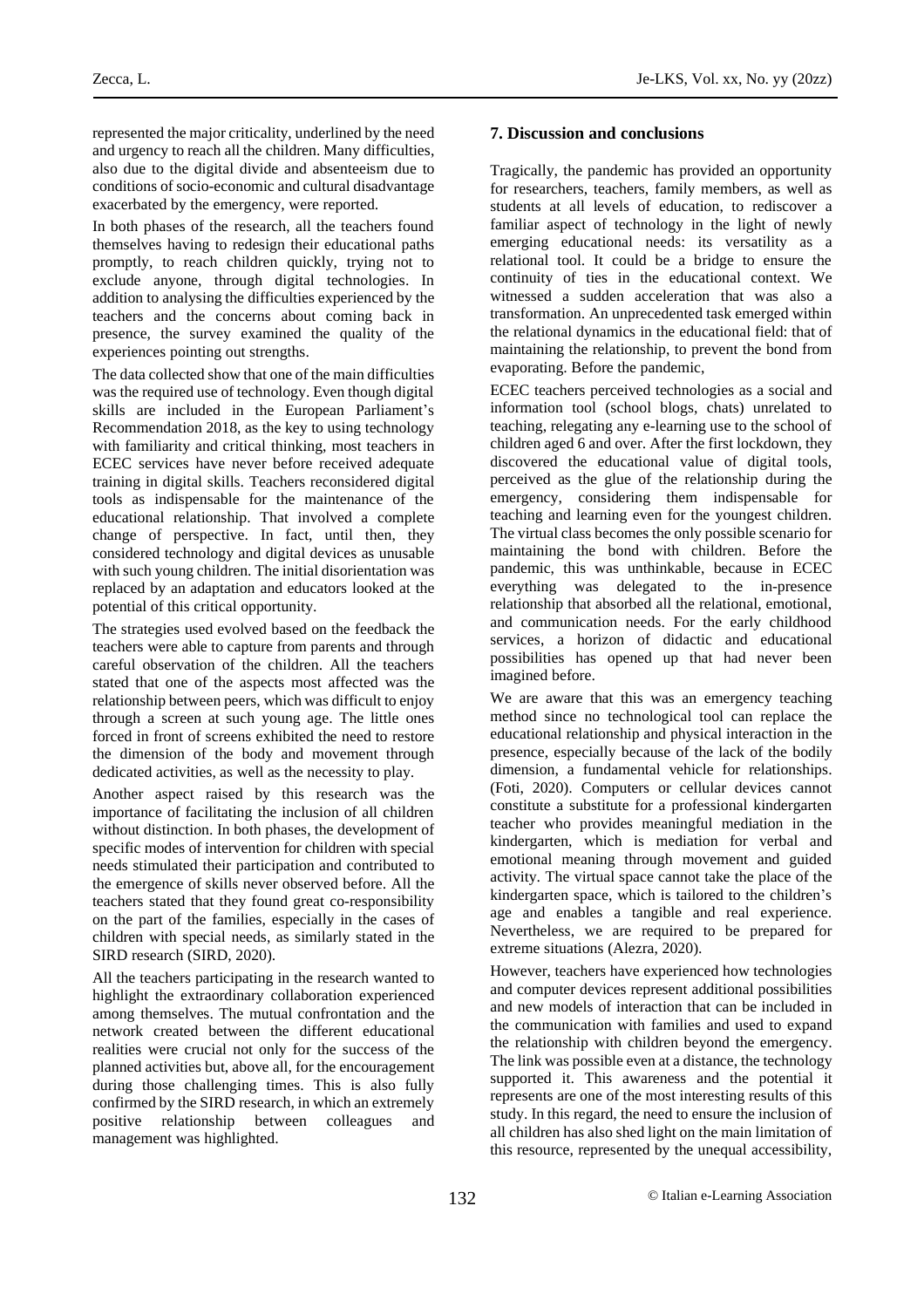represented the major criticality, underlined by the need and urgency to reach all the children. Many difficulties, also due to the digital divide and absenteeism due to conditions of socio-economic and cultural disadvantage exacerbated by the emergency, were reported.

In both phases of the research, all the teachers found themselves having to redesign their educational paths promptly, to reach children quickly, trying not to exclude anyone, through digital technologies. In addition to analysing the difficulties experienced by the teachers and the concerns about coming back in presence, the survey examined the quality of the experiences pointing out strengths.

The data collected show that one of the main difficulties was the required use of technology. Even though digital skills are included in the European Parliament's Recommendation 2018, as the key to using technology with familiarity and critical thinking, most teachers in ECEC services have never before received adequate training in digital skills. Teachers reconsidered digital tools as indispensable for the maintenance of the educational relationship. That involved a complete change of perspective. In fact, until then, they considered technology and digital devices as unusable with such young children. The initial disorientation was replaced by an adaptation and educators looked at the potential of this critical opportunity.

The strategies used evolved based on the feedback the teachers were able to capture from parents and through careful observation of the children. All the teachers stated that one of the aspects most affected was the relationship between peers, which was difficult to enjoy through a screen at such young age. The little ones forced in front of screens exhibited the need to restore the dimension of the body and movement through dedicated activities, as well as the necessity to play.

Another aspect raised by this research was the importance of facilitating the inclusion of all children without distinction. In both phases, the development of specific modes of intervention for children with special needs stimulated their participation and contributed to the emergence of skills never observed before. All the teachers stated that they found great co-responsibility on the part of the families, especially in the cases of children with special needs, as similarly stated in the SIRD research (SIRD, 2020).

All the teachers participating in the research wanted to highlight the extraordinary collaboration experienced among themselves. The mutual confrontation and the network created between the different educational realities were crucial not only for the success of the planned activities but, above all, for the encouragement during those challenging times. This is also fully confirmed by the SIRD research, in which an extremely positive relationship between colleagues and management was highlighted.

## 7. Discussion and conclusions

Tragically, the pandemic has provided an opportunity for researchers, teachers, family members, as well as students at all levels of education, to rediscover a familiar aspect of technology in the light of newly emerging educational needs: its versatility as a relational tool. It could be a bridge to ensure the continuity of ties in the educational context. We witnessed a sudden acceleration that was also a transformation. An unprecedented task emerged within the relational dynamics in the educational field: that of maintaining the relationship, to prevent the bond from evaporating. Before the pandemic,

ECEC teachers perceived technologies as a social and information tool (school blogs, chats) unrelated to teaching, relegating any e-learning use to the school of children aged 6 and over. After the first lockdown, they discovered the educational value of digital tools, perceived as the glue of the relationship during the emergency, considering them indispensable for teaching and learning even for the youngest children. The virtual class becomes the only possible scenario for maintaining the bond with children. Before the pandemic, this was unthinkable, because in ECEC everything was delegated to the in-presence relationship that absorbed all the relational, emotional, and communication needs. For the early childhood services, a horizon of didactic and educational possibilities has opened up that had never been imagined before.

We are aware that this was an emergency teaching method since no technological tool can replace the educational relationship and physical interaction in the presence, especially because of the lack of the bodily dimension, a fundamental vehicle for relationships. (Foti, 2020). Computers or cellular devices cannot constitute a substitute for a professional kindergarten teacher who provides meaningful mediation in the kindergarten, which is mediation for verbal and emotional meaning through movement and guided activity. The virtual space cannot take the place of the kindergarten space, which is tailored to the children's age and enables a tangible and real experience. Nevertheless, we are required to be prepared for extreme situations (Alezra, 2020).

However, teachers have experienced how technologies and computer devices represent additional possibilities and new models of interaction that can be included in the communication with families and used to expand the relationship with children beyond the emergency. The link was possible even at a distance, the technology supported it. This awareness and the potential it represents are one of the most interesting results of this study. In this regard, the need to ensure the inclusion of all children has also shed light on the main limitation of this resource, represented by the unequal accessibility,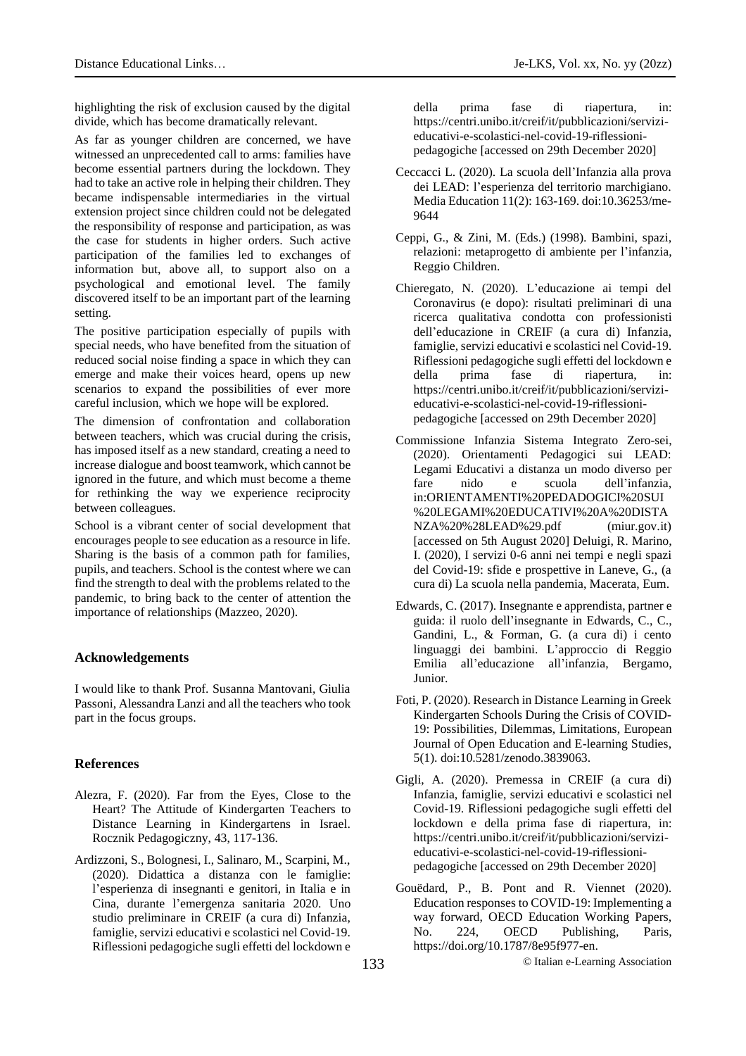highlighting the risk of exclusion caused by the digital divide, which has become dramatically relevant.

As far as younger children are concerned, we have witnessed an unprecedented call to arms: families have become essential partners during the lockdown. They had to take an active role in helping their children. They became indispensable intermediaries in the virtual extension project since children could not be delegated the responsibility of response and participation, as was the case for students in higher orders. Such active participation of the families led to exchanges of information but, above all, to support also on a psychological and emotional level. The family discovered itself to be an important part of the learning setting.

The positive participation especially of pupils with special needs, who have benefited from the situation of reduced social noise finding a space in which they can emerge and make their voices heard, opens up new scenarios to expand the possibilities of ever more careful inclusion, which we hope will be explored.

The dimension of confrontation and collaboration between teachers, which was crucial during the crisis, has imposed itself as a new standard, creating a need to increase dialogue and boost teamwork, which cannot be ignored in the future, and which must become a theme for rethinking the way we experience reciprocity between colleagues.

School is a vibrant center of social development that encourages people to see education as a resource in life. Sharing is the basis of a common path for families, pupils, and teachers. School is the contest where we can find the strength to deal with the problems related to the pandemic, to bring back to the center of attention the importance of relationships (Mazzeo, 2020).

### Acknowledgements

I would like to thank Prof. Susanna Mantovani, Giulia Passoni, Alessandra Lanzi and all the teachers who took part in the focus groups.

### References

Alezra, F. (2020). Far from the Eyes, Close to the Heart? The Attitude of Kindergarten Teachers to Distance Learning in Kindergartens in Israel. Rocznik Pedagogiczny, 43, 117-136.

Ardizzoni, S., Bolognesi, I., Salinaro, M., Scarpini, M., (2020). Didattica a distanza con le famiglie: l'esperienza di insegnanti e genitori, in Italia e in Cina, durante l'emergenza sanitaria 2020. Uno studio preliminare in CREIF (a cura di) Infanzia, famiglie, servizi educativi e scolastici nel Covid-19. Riflessioni pedagogiche sugli effetti del lockdown e della prima fase di riapertura, in: https://centri.unibo.it/creif/it/pubblicazioni/servizi-educativi-e-scolastici-nel-covid-19-riflessioni-pedagogiche [accessed on 29th December 2020]

Ceccacci L. (2020). La scuola dell'Infanzia alla prova dei LEAD: l'esperienza del territorio marchigiano. Media Education 11(2): 163-169. doi:10.36253/me-9644

Ceppi, G., & Zini, M. (Eds.) (1998). Bambini, spazi, relazioni: metaprogetto di ambiente per l'infanzia, Reggio Children.

Chieregato, N. (2020). L'educazione ai tempi del Coronavirus (e dopo): risultati preliminari di una ricerca qualitativa condotta con professionisti dell'educazione in CREIF (a cura di) Infanzia, famiglie, servizi educativi e scolastici nel Covid-19. Riflessioni pedagogiche sugli effetti del lockdown e della prima fase di riapertura, in: https://centri.unibo.it/creif/it/pubblicazioni/servizi-educativi-e-scolastici-nel-covid-19-riflessioni-pedagogiche [accessed on 29th December 2020]

Commissione Infanzia Sistema Integrato Zero-sei, (2020). Orientamenti Pedagogici sui LEAD: Legami Educativi a distanza un modo diverso per fare nido e scuola dell'infanzia, in:ORIENTAMENTI%20PEDADOGICI%20SUI%20LEGAMI%20EDUCATIVI%20A%20DISTANZA%20%28LEAD%29.pdf (miur.gov.it) [accessed on 5th August 2020] Deluigi, R. Marino, I. (2020), I servizi 0-6 anni nei tempi e negli spazi del Covid-19: sfide e prospettive in Laneve, G., (a cura di) La scuola nella pandemia, Macerata, Eum.

Edwards, C. (2017). Insegnante e apprendista, partner e guida: il ruolo dell'insegnante in Edwards, C., C., Gandini, L., & Forman, G. (a cura di) i cento linguaggi dei bambini. L'approccio di Reggio Emilia all'educazione all'infanzia, Bergamo, Junior.

Foti, P. (2020). Research in Distance Learning in Greek Kindergarten Schools During the Crisis of COVID-19: Possibilities, Dilemmas, Limitations, European Journal of Open Education and E-learning Studies, 5(1). doi:10.5281/zenodo.3839063.

Gigli, A. (2020). Premessa in CREIF (a cura di) Infanzia, famiglie, servizi educativi e scolastici nel Covid-19. Riflessioni pedagogiche sugli effetti del lockdown e della prima fase di riapertura, in: https://centri.unibo.it/creif/it/pubblicazioni/servizi-educativi-e-scolastici-nel-covid-19-riflessioni-pedagogiche [accessed on 29th December 2020]

Gouëdard, P., B. Pont and R. Viennet (2020). Education responses to COVID-19: Implementing a way forward, OECD Education Working Papers, No. 224, OECD Publishing, Paris, https://doi.org/10.1787/8e95f977-en.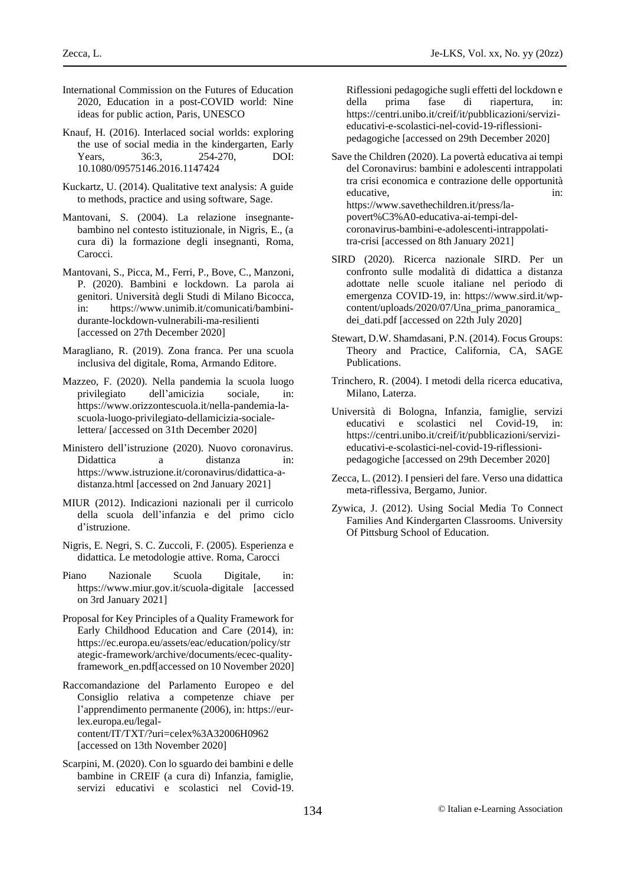International Commission on the Futures of Education 2020, Education in a post-COVID world: Nine ideas for public action, Paris, UNESCO

Knauf, H. (2016). Interlaced social worlds: exploring the use of social media in the kindergarten, Early Years, 36:3, 254-270, DOI: 10.1080/09575146.2016.1147424

Kuckartz, U. (2014). Qualitative text analysis: A guide to methods, practice and using software, Sage.

Mantovani, S. (2004). La relazione insegnante-bambino nel contesto istituzionale, in Nigris, E., (a cura di) la formazione degli insegnanti, Roma, Carocci.

Mantovani, S., Picca, M., Ferri, P., Bove, C., Manzoni, P. (2020). Bambini e lockdown. La parola ai genitori. Università degli Studi di Milano Bicocca, in: https://www.unimib.it/comunicati/bambini-durante-lockdown-vulnerabili-ma-resilienti [accessed on 27th December 2020]

Maragliano, R. (2019). Zona franca. Per una scuola inclusiva del digitale, Roma, Armando Editore.

Mazzeo, F. (2020). Nella pandemia la scuola luogo privilegiato dell'amicizia sociale, in: https://www.orizzontescuola.it/nella-pandemia-la-scuola-luogo-privilegiato-dellamicizia-sociale-lettera/ [accessed on 31th December 2020]

Ministero dell'istruzione (2020). Nuovo coronavirus. Didattica a distanza in: https://www.istruzione.it/coronavirus/didattica-a-distanza.html [accessed on 2nd January 2021]

MIUR (2012). Indicazioni nazionali per il curricolo della scuola dell'infanzia e del primo ciclo d'istruzione.

Nigris, E. Negri, S. C. Zuccoli, F. (2005). Esperienza e didattica. Le metodologie attive. Roma, Carocci

Piano Nazionale Scuola Digitale, in: https://www.miur.gov.it/scuola-digitale [accessed on 3rd January 2021]

Proposal for Key Principles of a Quality Framework for Early Childhood Education and Care (2014), in: https://ec.europa.eu/assets/eac/education/policy/strategic-framework/archive/documents/ecec-quality-framework_en.pdf[accessed on 10 November 2020]

Raccomandazione del Parlamento Europeo e del Consiglio relativa a competenze chiave per l'apprendimento permanente (2006), in: https://eur-lex.europa.eu/legal-content/IT/TXT/?uri=celex%3A32006H0962 [accessed on 13th November 2020]

Scarpini, M. (2020). Con lo sguardo dei bambini e delle bambine in CREIF (a cura di) Infanzia, famiglie, servizi educativi e scolastici nel Covid-19. Riflessioni pedagogiche sugli effetti del lockdown e della prima fase di riapertura, in: https://centri.unibo.it/creif/it/pubblicazioni/servizi-educativi-e-scolastici-nel-covid-19-riflessioni-pedagogiche [accessed on 29th December 2020]

Save the Children (2020). La povertà educativa ai tempi del Coronavirus: bambini e adolescenti intrappolati tra crisi economica e contrazione delle opportunità educative, in: https://www.savethechildren.it/press/la-povert%C3%A0-educativa-ai-tempi-del-coronavirus-bambini-e-adolescenti-intrappolati-tra-crisi [accessed on 8th January 2021]

SIRD (2020). Ricerca nazionale SIRD. Per un confronto sulle modalità di didattica a distanza adottate nelle scuole italiane nel periodo di emergenza COVID-19, in: https://www.sird.it/wp-content/uploads/2020/07/Una_prima_panoramica_dei_dati.pdf [accessed on 22th July 2020]

Stewart, D.W. Shamdasani, P.N. (2014). Focus Groups: Theory and Practice, California, CA, SAGE Publications.

Trinchero, R. (2004). I metodi della ricerca educativa, Milano, Laterza.

Università di Bologna, Infanzia, famiglie, servizi educativi e scolastici nel Covid-19, in: https://centri.unibo.it/creif/it/pubblicazioni/servizi-educativi-e-scolastici-nel-covid-19-riflessioni-pedagogiche [accessed on 29th December 2020]

Zecca, L. (2012). I pensieri del fare. Verso una didattica meta-riflessiva, Bergamo, Junior.

Zywica, J. (2012). Using Social Media To Connect Families And Kindergarten Classrooms. University Of Pittsburg School of Education.